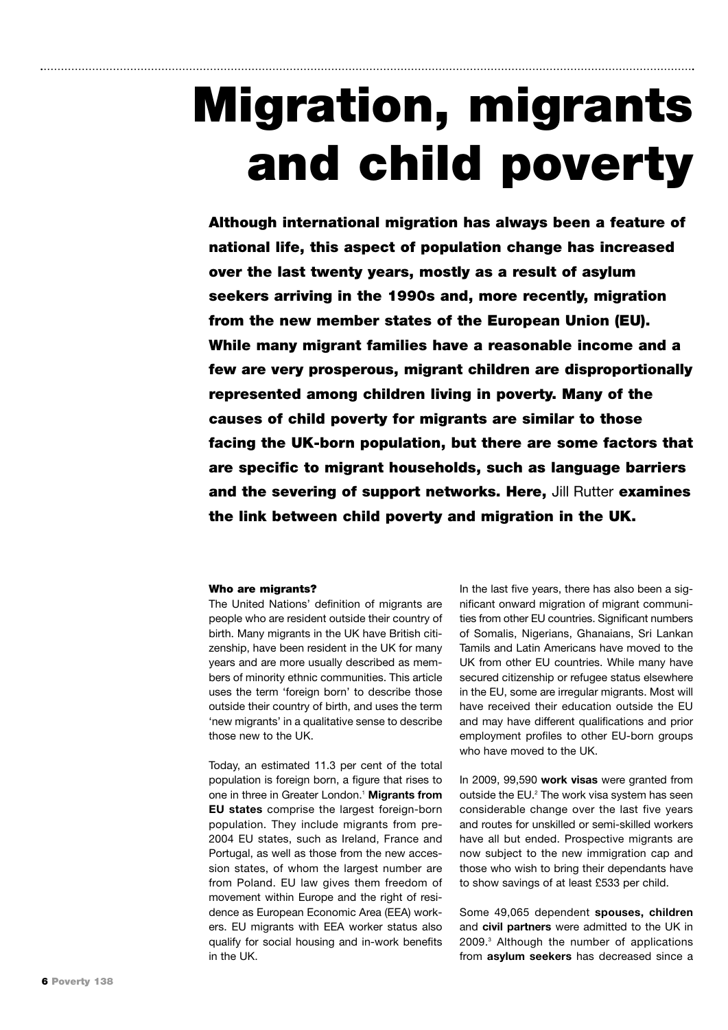# Migration, migrants and child poverty

**Although international migration has always been a feature of national life, this aspect of population change has increased over the last twenty years, mostly as a result of asylum seekers arriving in the 1990s and, more recently, migration from the new member states of the European Union (EU). While many migrant families have a reasonable income and a few are very prosperous, migrant children are disproportionally represented among children living in poverty. Many of the causes of child poverty for migrants are similar to those facing the UK-born population, but there are some factors that are specific to migrant households, such as language barriers and the severing of support networks. Here,** Jill Rutter **examines the link between child poverty and migration in the UK.**

#### Who are migrants?

The United Nations' definition of migrants are people who are resident outside their country of birth. Many migrants in the UK have British citizenship, have been resident in the UK for many years and are more usually described as members of minority ethnic communities. This article uses the term 'foreign born' to describe those outside their country of birth, and uses the term 'new migrants' in a qualitative sense to describe those new to the UK.

Today, an estimated 11.3 per cent of the total population is foreign born, a figure that rises to one in three in Greater London.[1] **Migrants from EU states** comprise the largest foreign-born population. They include migrants from pre-2004 EU states, such as Ireland, France and Portugal, as well as those from the new accession states, of whom the largest number are from Poland. EU law gives them freedom of movement within Europe and the right of residence as European Economic Area (EEA) workers. EU migrants with EEA worker status also qualify for social housing and in-work benefits in the UK.

In the last five years, there has also been a significant onward migration of migrant communities from other EU countries. Significant numbers of Somalis, Nigerians, Ghanaians, Sri Lankan Tamils and Latin Americans have moved to the UK from other EU countries. While many have secured citizenship or refugee status elsewhere in the EU, some are irregular migrants. Most will have received their education outside the EU and may have different qualifications and prior employment profiles to other EU-born groups who have moved to the UK.

In 2009, 99,590 **work visas** were granted from outside the EU.[2] The work visa system has seen considerable change over the last five years and routes for unskilled or semi-skilled workers have all but ended. Prospective migrants are now subject to the new immigration cap and those who wish to bring their dependants have to show savings of at least £533 per child.

Some 49,065 dependent **spouses, children** and **civil partners** were admitted to the UK in 2009.[3] Although the number of applications from **asylum seekers** has decreased since a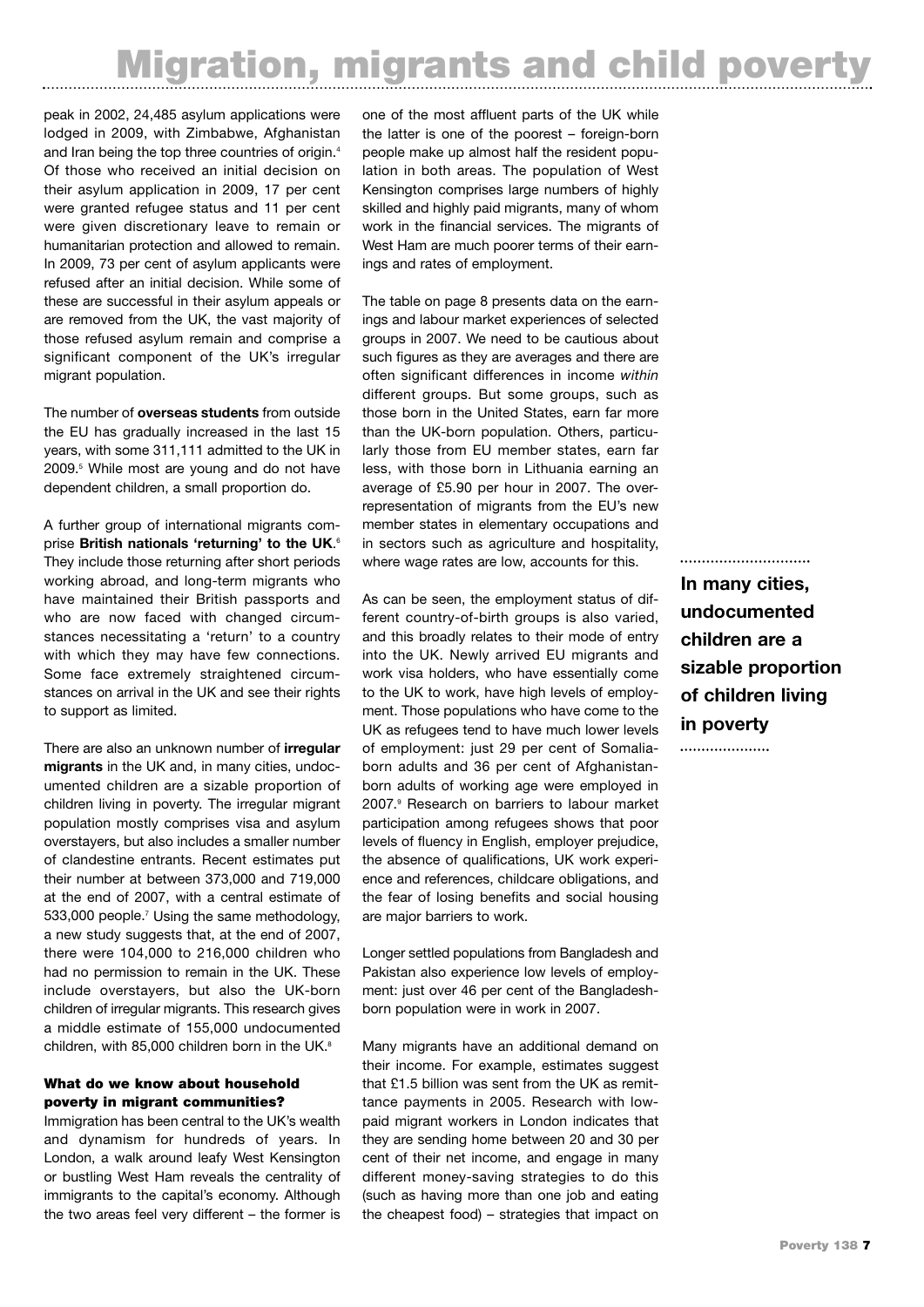peak in 2002, 24,485 asylum applications were lodged in 2009, with Zimbabwe, Afghanistan and Iran being the top three countries of origin.[4] Of those who received an initial decision on their asylum application in 2009, 17 per cent were granted refugee status and 11 per cent were given discretionary leave to remain or humanitarian protection and allowed to remain. In 2009, 73 per cent of asylum applicants were refused after an initial decision. While some of these are successful in their asylum appeals or are removed from the UK, the vast majority of those refused asylum remain and comprise a significant component of the UK's irregular migrant population.

The number of **overseas students** from outside the EU has gradually increased in the last 15 years, with some 311,111 admitted to the UK in 2009.[5] While most are young and do not have dependent children, a small proportion do.

A further group of international migrants comprise **British nationals 'returning' to the UK**.[6] They include those returning after short periods working abroad, and long-term migrants who have maintained their British passports and who are now faced with changed circumstances necessitating a 'return' to a country with which they may have few connections. Some face extremely straightened circumstances on arrival in the UK and see their rights to support as limited.

There are also an unknown number of **irregular migrants** in the UK and, in many cities, undocumented children are a sizable proportion of children living in poverty. The irregular migrant population mostly comprises visa and asylum overstayers, but also includes a smaller number of clandestine entrants. Recent estimates put their number at between 373,000 and 719,000 at the end of 2007, with a central estimate of 533,000 people.[7] Using the same methodology, a new study suggests that, at the end of 2007, there were 104,000 to 216,000 children who had no permission to remain in the UK. These include overstayers, but also the UK-born children of irregular migrants. This research gives a middle estimate of 155,000 undocumented children, with 85,000 children born in the UK.[8]

### What do we know about household poverty in migrant communities?

Immigration has been central to the UK's wealth and dynamism for hundreds of years. In London, a walk around leafy West Kensington or bustling West Ham reveals the centrality of immigrants to the capital's economy. Although the two areas feel very different – the former is one of the most affluent parts of the UK while the latter is one of the poorest – foreign-born people make up almost half the resident population in both areas. The population of West Kensington comprises large numbers of highly skilled and highly paid migrants, many of whom work in the financial services. The migrants of West Ham are much poorer terms of their earnings and rates of employment.

The table on page 8 presents data on the earnings and labour market experiences of selected groups in 2007. We need to be cautious about such figures as they are averages and there are often significant differences in income *within* different groups. But some groups, such as those born in the United States, earn far more than the UK-born population. Others, particularly those from EU member states, earn far less, with those born in Lithuania earning an average of £5.90 per hour in 2007. The over-representation of migrants from the EU's new member states in elementary occupations and in sectors such as agriculture and hospitality, where wage rates are low, accounts for this.

As can be seen, the employment status of different country-of-birth groups is also varied, and this broadly relates to their mode of entry into the UK. Newly arrived EU migrants and work visa holders, who have essentially come to the UK to work, have high levels of employment. Those populations who have come to the UK as refugees tend to have much lower levels of employment: just 29 per cent of Somalia-born adults and 36 per cent of Afghanistan-born adults of working age were employed in 2007.[9] Research on barriers to labour market participation among refugees shows that poor levels of fluency in English, employer prejudice, the absence of qualifications, UK work experience and references, childcare obligations, and the fear of losing benefits and social housing are major barriers to work.

**In many cities, undocumented children are a sizable proportion of children living in poverty**

Longer settled populations from Bangladesh and Pakistan also experience low levels of employment: just over 46 per cent of the Bangladesh-born population were in work in 2007.

Many migrants have an additional demand on their income. For example, estimates suggest that £1.5 billion was sent from the UK as remittance payments in 2005. Research with low-paid migrant workers in London indicates that they are sending home between 20 and 30 per cent of their net income, and engage in many different money-saving strategies to do this (such as having more than one job and eating the cheapest food) – strategies that impact on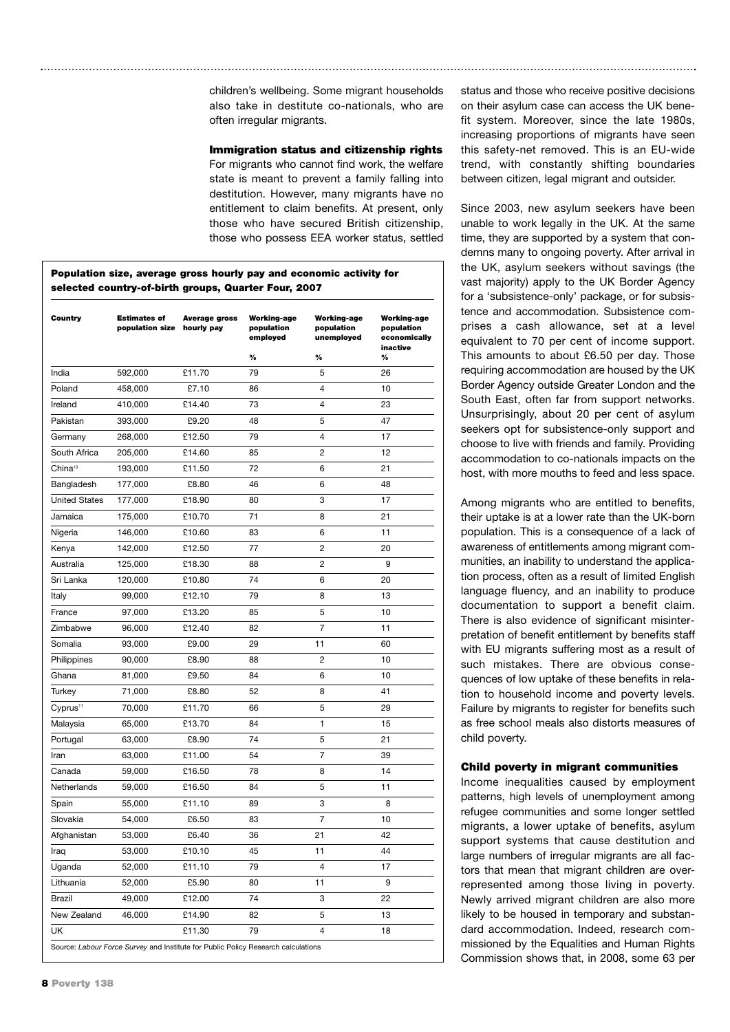children's wellbeing. Some migrant households also take in destitute co-nationals, who are often irregular migrants.

### Immigration status and citizenship rights

For migrants who cannot find work, the welfare state is meant to prevent a family falling into destitution. However, many migrants have no entitlement to claim benefits. At present, only those who have secured British citizenship, those who possess EEA worker status, settled status and those who receive positive decisions on their asylum case can access the UK benefit system. Moreover, since the late 1980s, increasing proportions of migrants have seen this safety-net removed. This is an EU-wide trend, with constantly shifting boundaries between citizen, legal migrant and outsider.

**Population size, average gross hourly pay and economic activity for selected country-of-birth groups, Quarter Four, 2007**

| Country | Estimates of population size | Average gross hourly pay | Working-age population employed % | Working-age population unemployed % | Working-age population economically inactive % |
|---|---|---|---|---|---|
| India | 592,000 | £11.70 | 79 | 5 | 26 |
| Poland | 458,000 | £7.10 | 86 | 4 | 10 |
| Ireland | 410,000 | £14.40 | 73 | 4 | 23 |
| Pakistan | 393,000 | £9.20 | 48 | 5 | 47 |
| Germany | 268,000 | £12.50 | 79 | 4 | 17 |
| South Africa | 205,000 | £14.60 | 85 | 2 | 12 |
| China[10] | 193,000 | £11.50 | 72 | 6 | 21 |
| Bangladesh | 177,000 | £8.80 | 46 | 6 | 48 |
| United States | 177,000 | £18.90 | 80 | 3 | 17 |
| Jamaica | 175,000 | £10.70 | 71 | 8 | 21 |
| Nigeria | 146,000 | £10.60 | 83 | 6 | 11 |
| Kenya | 142,000 | £12.50 | 77 | 2 | 20 |
| Australia | 125,000 | £18.30 | 88 | 2 | 9 |
| Sri Lanka | 120,000 | £10.80 | 74 | 6 | 20 |
| Italy | 99,000 | £12.10 | 79 | 8 | 13 |
| France | 97,000 | £13.20 | 85 | 5 | 10 |
| Zimbabwe | 96,000 | £12.40 | 82 | 7 | 11 |
| Somalia | 93,000 | £9.00 | 29 | 11 | 60 |
| Philippines | 90,000 | £8.90 | 88 | 2 | 10 |
| Ghana | 81,000 | £9.50 | 84 | 6 | 10 |
| Turkey | 71,000 | £8.80 | 52 | 8 | 41 |
| Cyprus[11] | 70,000 | £11.70 | 66 | 5 | 29 |
| Malaysia | 65,000 | £13.70 | 84 | 1 | 15 |
| Portugal | 63,000 | £8.90 | 74 | 5 | 21 |
| Iran | 63,000 | £11.00 | 54 | 7 | 39 |
| Canada | 59,000 | £16.50 | 78 | 8 | 14 |
| Netherlands | 59,000 | £16.50 | 84 | 5 | 11 |
| Spain | 55,000 | £11.10 | 89 | 3 | 8 |
| Slovakia | 54,000 | £6.50 | 83 | 7 | 10 |
| Afghanistan | 53,000 | £6.40 | 36 | 21 | 42 |
| Iraq | 53,000 | £10.10 | 45 | 11 | 44 |
| Uganda | 52,000 | £11.10 | 79 | 4 | 17 |
| Lithuania | 52,000 | £5.90 | 80 | 11 | 9 |
| Brazil | 49,000 | £12.00 | 74 | 3 | 22 |
| New Zealand | 46,000 | £14.90 | 82 | 5 | 13 |
| UK | | £11.30 | 79 | 4 | 18 |

Source: *Labour Force Survey* and Institute for Public Policy Research calculations

Since 2003, new asylum seekers have been unable to work legally in the UK. At the same time, they are supported by a system that condemns many to ongoing poverty. After arrival in the UK, asylum seekers without savings (the vast majority) apply to the UK Border Agency for a 'subsistence-only' package, or for subsistence and accommodation. Subsistence comprises a cash allowance, set at a level equivalent to 70 per cent of income support. This amounts to about £6.50 per day. Those requiring accommodation are housed by the UK Border Agency outside Greater London and the South East, often far from support networks. Unsurprisingly, about 20 per cent of asylum seekers opt for subsistence-only support and choose to live with friends and family. Providing accommodation to co-nationals impacts on the host, with more mouths to feed and less space.

Among migrants who are entitled to benefits, their uptake is at a lower rate than the UK-born population. This is a consequence of a lack of awareness of entitlements among migrant communities, an inability to understand the application process, often as a result of limited English language fluency, and an inability to produce documentation to support a benefit claim. There is also evidence of significant misinterpretation of benefit entitlement by benefits staff with EU migrants suffering most as a result of such mistakes. There are obvious consequences of low uptake of these benefits in relation to household income and poverty levels. Failure by migrants to register for benefits such as free school meals also distorts measures of child poverty.

### Child poverty in migrant communities

Income inequalities caused by employment patterns, high levels of unemployment among refugee communities and some longer settled migrants, a lower uptake of benefits, asylum support systems that cause destitution and large numbers of irregular migrants are all factors that mean that migrant children are over-represented among those living in poverty. Newly arrived migrant children are also more likely to be housed in temporary and substandard accommodation. Indeed, research commissioned by the Equalities and Human Rights Commission shows that, in 2008, some 63 per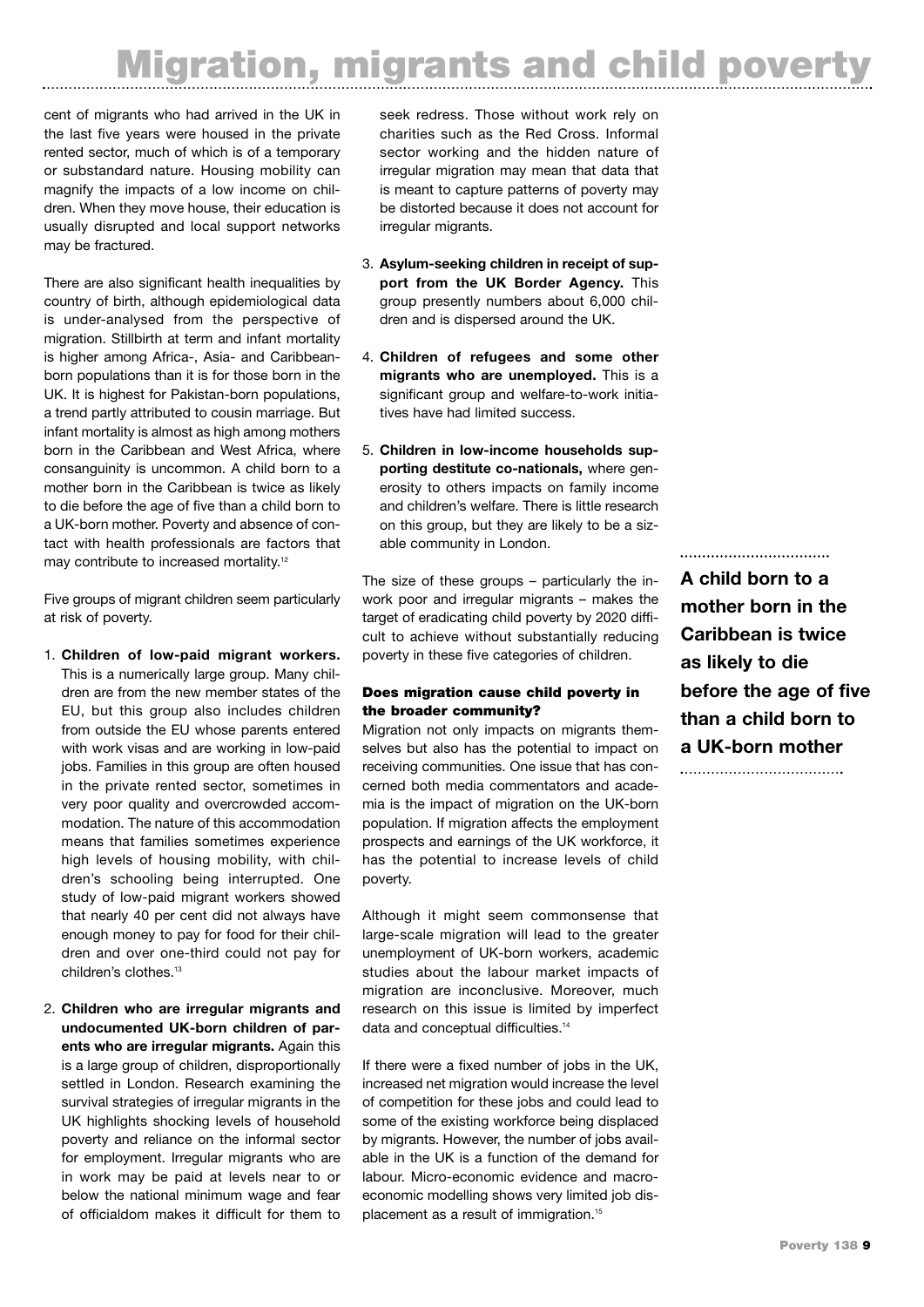cent of migrants who had arrived in the UK in the last five years were housed in the private rented sector, much of which is of a temporary or substandard nature. Housing mobility can magnify the impacts of a low income on children. When they move house, their education is usually disrupted and local support networks may be fractured.

There are also significant health inequalities by country of birth, although epidemiological data is under-analysed from the perspective of migration. Stillbirth at term and infant mortality is higher among Africa-, Asia- and Caribbean-born populations than it is for those born in the UK. It is highest for Pakistan-born populations, a trend partly attributed to cousin marriage. But infant mortality is almost as high among mothers born in the Caribbean and West Africa, where consanguinity is uncommon. A child born to a mother born in the Caribbean is twice as likely to die before the age of five than a child born to a UK-born mother. Poverty and absence of contact with health professionals are factors that may contribute to increased mortality.[12]

Five groups of migrant children seem particularly at risk of poverty.

1. **Children of low-paid migrant workers.** This is a numerically large group. Many children are from the new member states of the EU, but this group also includes children from outside the EU whose parents entered with work visas and are working in low-paid jobs. Families in this group are often housed in the private rented sector, sometimes in very poor quality and overcrowded accommodation. The nature of this accommodation means that families sometimes experience high levels of housing mobility, with children's schooling being interrupted. One study of low-paid migrant workers showed that nearly 40 per cent did not always have enough money to pay for food for their children and over one-third could not pay for children's clothes.[13]
2. **Children who are irregular migrants and undocumented UK-born children of parents who are irregular migrants.** Again this is a large group of children, disproportionally settled in London. Research examining the survival strategies of irregular migrants in the UK highlights shocking levels of household poverty and reliance on the informal sector for employment. Irregular migrants who are in work may be paid at levels near to or below the national minimum wage and fear of officialdom makes it difficult for them to seek redress. Those without work rely on charities such as the Red Cross. Informal sector working and the hidden nature of irregular migration may mean that data that is meant to capture patterns of poverty may be distorted because it does not account for irregular migrants.
3. **Asylum-seeking children in receipt of support from the UK Border Agency.** This group presently numbers about 6,000 children and is dispersed around the UK.
4. **Children of refugees and some other migrants who are unemployed.** This is a significant group and welfare-to-work initiatives have had limited success.
5. **Children in low-income households supporting destitute co-nationals,** where generosity to others impacts on family income and children's welfare. There is little research on this group, but they are likely to be a sizable community in London.

The size of these groups – particularly the in-work poor and irregular migrants – makes the target of eradicating child poverty by 2020 difficult to achieve without substantially reducing poverty in these five categories of children.

**A child born to a mother born in the Caribbean is twice as likely to die before the age of five than a child born to a UK-born mother**

### Does migration cause child poverty in the broader community?

Migration not only impacts on migrants themselves but also has the potential to impact on receiving communities. One issue that has concerned both media commentators and academia is the impact of migration on the UK-born population. If migration affects the employment prospects and earnings of the UK workforce, it has the potential to increase levels of child poverty.

Although it might seem commonsense that large-scale migration will lead to the greater unemployment of UK-born workers, academic studies about the labour market impacts of migration are inconclusive. Moreover, much research on this issue is limited by imperfect data and conceptual difficulties.[14]

If there were a fixed number of jobs in the UK, increased net migration would increase the level of competition for these jobs and could lead to some of the existing workforce being displaced by migrants. However, the number of jobs available in the UK is a function of the demand for labour. Micro-economic evidence and macro-economic modelling shows very limited job displacement as a result of immigration.[15]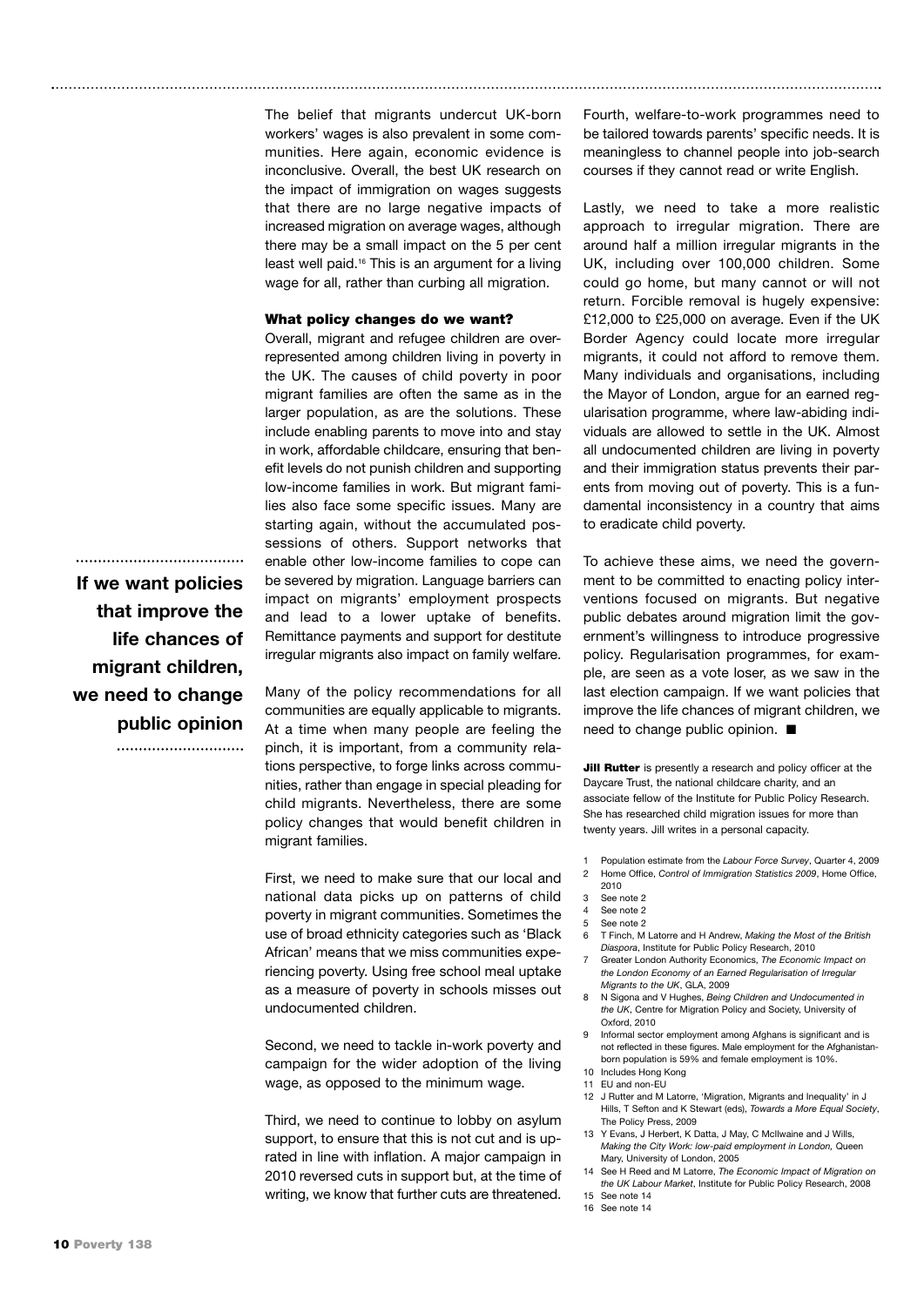The belief that migrants undercut UK-born workers' wages is also prevalent in some communities. Here again, economic evidence is inconclusive. Overall, the best UK research on the impact of immigration on wages suggests that there are no large negative impacts of increased migration on average wages, although there may be a small impact on the 5 per cent least well paid.[16] This is an argument for a living wage for all, rather than curbing all migration.

### What policy changes do we want?

Overall, migrant and refugee children are over-represented among children living in poverty in the UK. The causes of child poverty in poor migrant families are often the same as in the larger population, as are the solutions. These include enabling parents to move into and stay in work, affordable childcare, ensuring that benefit levels do not punish children and supporting low-income families in work. But migrant families also face some specific issues. Many are starting again, without the accumulated possessions of others. Support networks that enable other low-income families to cope can be severed by migration. Language barriers can impact on migrants' employment prospects and lead to a lower uptake of benefits. Remittance payments and support for destitute irregular migrants also impact on family welfare.

**If we want policies that improve the life chances of migrant children, we need to change public opinion**

Many of the policy recommendations for all communities are equally applicable to migrants. At a time when many people are feeling the pinch, it is important, from a community relations perspective, to forge links across communities, rather than engage in special pleading for child migrants. Nevertheless, there are some policy changes that would benefit children in migrant families.

First, we need to make sure that our local and national data picks up on patterns of child poverty in migrant communities. Sometimes the use of broad ethnicity categories such as 'Black African' means that we miss communities experiencing poverty. Using free school meal uptake as a measure of poverty in schools misses out undocumented children.

Second, we need to tackle in-work poverty and campaign for the wider adoption of the living wage, as opposed to the minimum wage.

Third, we need to continue to lobby on asylum support, to ensure that this is not cut and is uprated in line with inflation. A major campaign in 2010 reversed cuts in support but, at the time of writing, we know that further cuts are threatened.

Fourth, welfare-to-work programmes need to be tailored towards parents' specific needs. It is meaningless to channel people into job-search courses if they cannot read or write English.

Lastly, we need to take a more realistic approach to irregular migration. There are around half a million irregular migrants in the UK, including over 100,000 children. Some could go home, but many cannot or will not return. Forcible removal is hugely expensive: £12,000 to £25,000 on average. Even if the UK Border Agency could locate more irregular migrants, it could not afford to remove them. Many individuals and organisations, including the Mayor of London, argue for an earned regularisation programme, where law-abiding individuals are allowed to settle in the UK. Almost all undocumented children are living in poverty and their immigration status prevents their parents from moving out of poverty. This is a fundamental inconsistency in a country that aims to eradicate child poverty.

To achieve these aims, we need the government to be committed to enacting policy interventions focused on migrants. But negative public debates around migration limit the government's willingness to introduce progressive policy. Regularisation programmes, for example, are seen as a vote loser, as we saw in the last election campaign. If we want policies that improve the life chances of migrant children, we need to change public opinion. ■

**Jill Rutter** is presently a research and policy officer at the Daycare Trust, the national childcare charity, and an associate fellow of the Institute for Public Policy Research. She has researched child migration issues for more than twenty years. Jill writes in a personal capacity.

1. Population estimate from the *Labour Force Survey*, Quarter 4, 2009
2. Home Office, *Control of Immigration Statistics 2009*, Home Office, 2010
3. See note 2
4. See note 2
5. See note 2
6. T Finch, M Latorre and H Andrew, *Making the Most of the British Diaspora*, Institute for Public Policy Research, 2010
7. Greater London Authority Economics, *The Economic Impact on the London Economy of an Earned Regularisation of Irregular Migrants to the UK*, GLA, 2009
8. N Sigona and V Hughes, *Being Children and Undocumented in the UK*, Centre for Migration Policy and Society, University of Oxford, 2010
9. Informal sector employment among Afghans is significant and is not reflected in these figures. Male employment for the Afghanistan-born population is 59% and female employment is 10%.
10. Includes Hong Kong
11. EU and non-EU
12. J Rutter and M Latorre, 'Migration, Migrants and Inequality' in J Hills, T Sefton and K Stewart (eds), *Towards a More Equal Society*, The Policy Press, 2009
13. Y Evans, J Herbert, K Datta, J May, C McIlwaine and J Wills, *Making the City Work: low-paid employment in London*, Queen Mary, University of London, 2005
14. See H Reed and M Latorre, *The Economic Impact of Migration on the UK Labour Market*, Institute for Public Policy Research, 2008
15. See note 14
16. See note 14